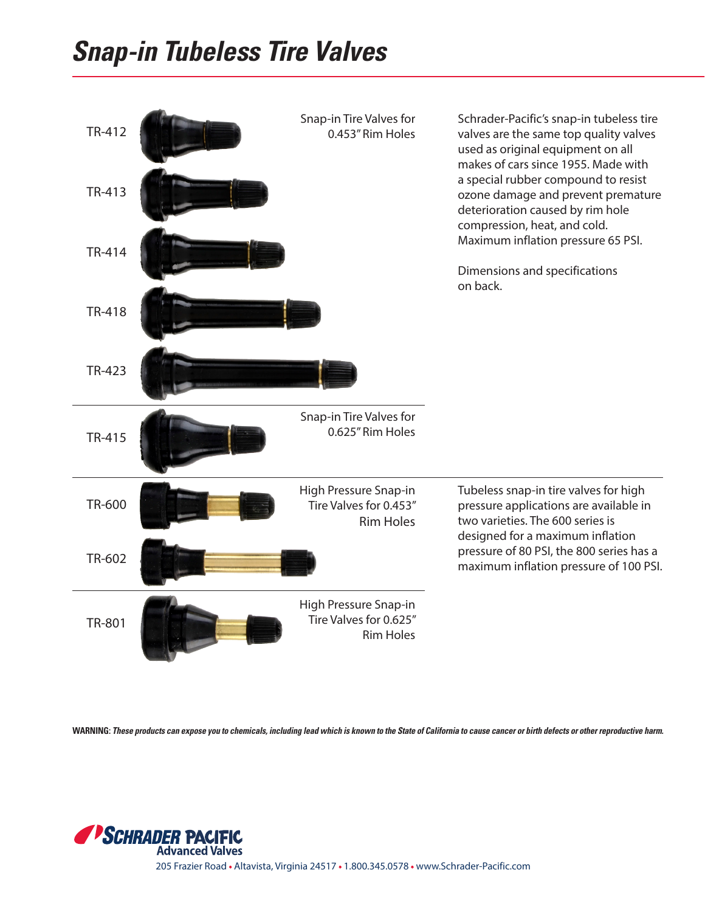# Snap-in Tubeless Tire Valves

TR-412

TR-413

TR-414

TR-418

TR-423

Snap-in Tire Valves for 0.453" Rim Holes

Schrader-Pacific's snap-in tubeless tire valves are the same top quality valves used as original equipment on all makes of cars since 1955. Made with a special rubber compound to resist ozone damage and prevent premature deterioration caused by rim hole compression, heat, and cold. Maximum inflation pressure 65 PSI.

Dimensions and specifications on back.

TR-415

Snap-in Tire Valves for 0.625" Rim Holes

TR-600

TR-602

High Pressure Snap-in Tire Valves for 0.453" Rim Holes

Tubeless snap-in tire valves for high pressure applications are available in two varieties. The 600 series is designed for a maximum inflation pressure of 80 PSI, the 800 series has a maximum inflation pressure of 100 PSI.

TR-801

High Pressure Snap-in Tire Valves for 0.625" Rim Holes

**WARNING**: ***These products can expose you to chemicals, including lead which is known to the State of California to cause cancer or birth defects or other reproductive harm.***

**SCHRADER PACIFIC**
**Advanced Valves**

205 Frazier Road • Altavista, Virginia 24517 • 1.800.345.0578 • www.Schrader-Pacific.com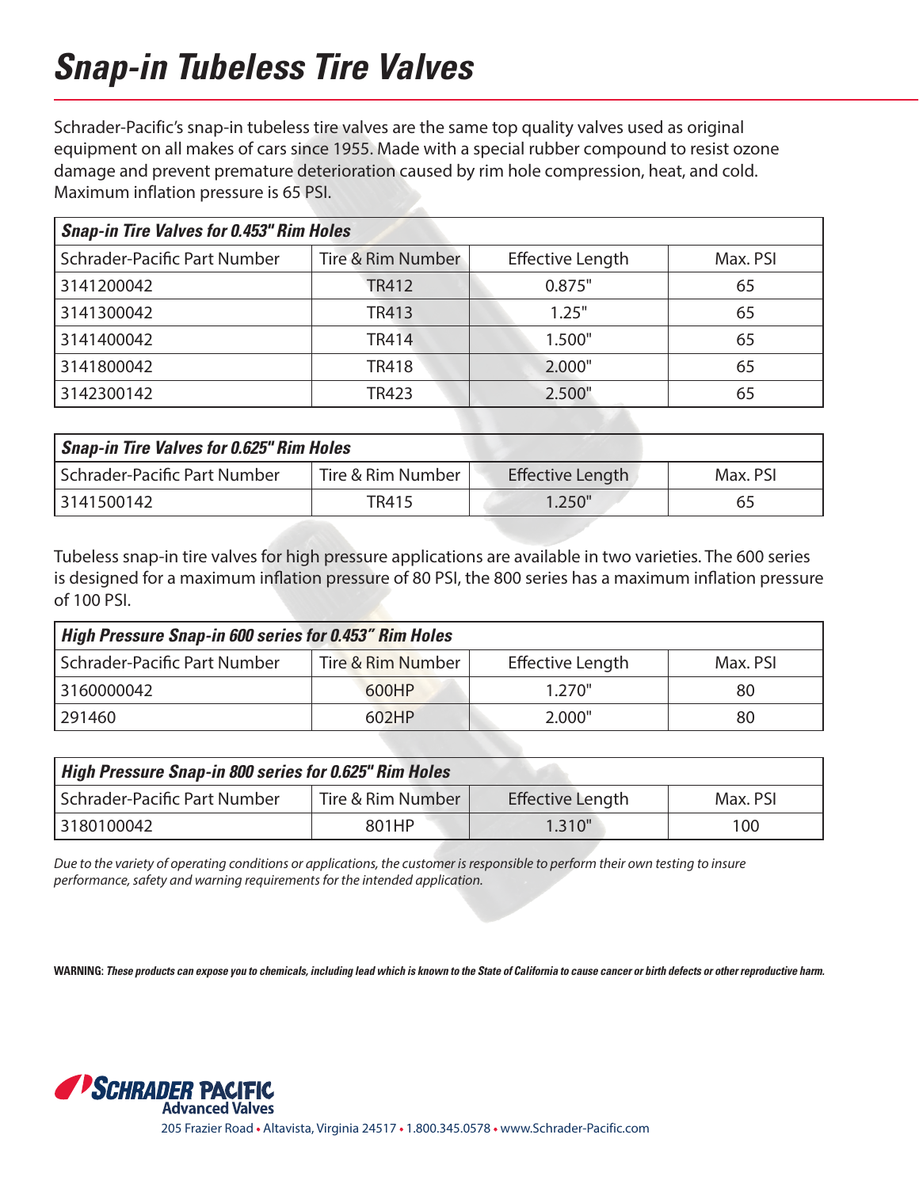# Snap-in Tubeless Tire Valves

Schrader-Pacific's snap-in tubeless tire valves are the same top quality valves used as original equipment on all makes of cars since 1955. Made with a special rubber compound to resist ozone damage and prevent premature deterioration caused by rim hole compression, heat, and cold. Maximum inflation pressure is 65 PSI.

| ***Snap-in Tire Valves for 0.453" Rim Holes*** | | | |
|---|---|---|---|
| Schrader-Pacific Part Number | Tire & Rim Number | Effective Length | Max. PSI |
| 3141200042 | TR412 | 0.875" | 65 |
| 3141300042 | TR413 | 1.25" | 65 |
| 3141400042 | TR414 | 1.500" | 65 |
| 3141800042 | TR418 | 2.000" | 65 |
| 3142300142 | TR423 | 2.500" | 65 |

| ***Snap-in Tire Valves for 0.625" Rim Holes*** | | | |
|---|---|---|---|
| Schrader-Pacific Part Number | Tire & Rim Number | Effective Length | Max. PSI |
| 3141500142 | TR415 | 1.250" | 65 |

Tubeless snap-in tire valves for high pressure applications are available in two varieties. The 600 series is designed for a maximum inflation pressure of 80 PSI, the 800 series has a maximum inflation pressure of 100 PSI.

| ***High Pressure Snap-in 600 series for 0.453" Rim Holes*** | | | |
|---|---|---|---|
| Schrader-Pacific Part Number | Tire & Rim Number | Effective Length | Max. PSI |
| 3160000042 | 600HP | 1.270" | 80 |
| 291460 | 602HP | 2.000" | 80 |

| ***High Pressure Snap-in 800 series for 0.625" Rim Holes*** | | | |
|---|---|---|---|
| Schrader-Pacific Part Number | Tire & Rim Number | Effective Length | Max. PSI |
| 3180100042 | 801HP | 1.310" | 100 |

*Due to the variety of operating conditions or applications, the customer is responsible to perform their own testing to insure performance, safety and warning requirements for the intended application.*

**WARNING:** ***These products can expose you to chemicals, including lead which is known to the State of California to cause cancer or birth defects or other reproductive harm.***

**SCHRADER PACIFIC**
**Advanced Valves**

205 Frazier Road • Altavista, Virginia 24517 • 1.800.345.0578 • www.Schrader-Pacific.com